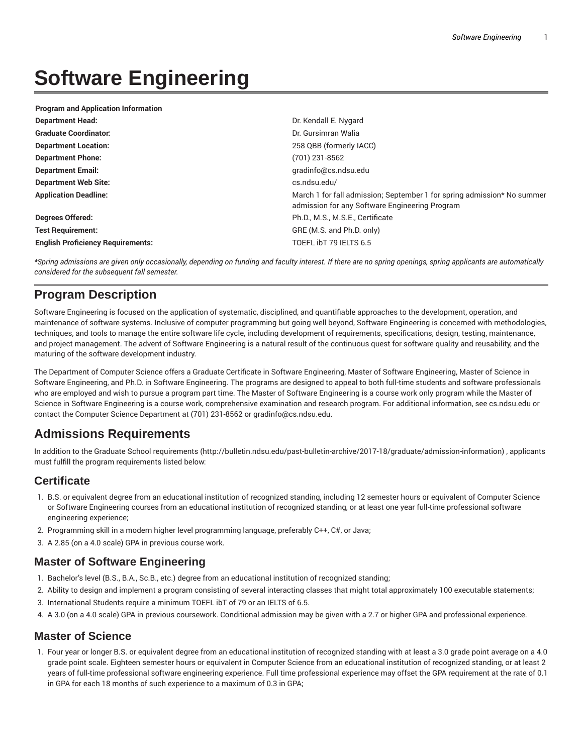# Software Engineering

| Program and Application Information | |
|---|---|
| **Department Head:** | Dr. Kendall E. Nygard |
| **Graduate Coordinator:** | Dr. Gursimran Walia |
| **Department Location:** | 258 QBB (formerly IACC) |
| **Department Phone:** | (701) 231-8562 |
| **Department Email:** | gradinfo@cs.ndsu.edu |
| **Department Web Site:** | cs.ndsu.edu/ |
| **Application Deadline:** | March 1 for fall admission; September 1 for spring admission* No summer admission for any Software Engineering Program |
| **Degrees Offered:** | Ph.D., M.S., M.S.E., Certificate |
| **Test Requirement:** | GRE (M.S. and Ph.D. only) |
| **English Proficiency Requirements:** | TOEFL ibT 79 IELTS 6.5 |

*\*Spring admissions are given only occasionally, depending on funding and faculty interest. If there are no spring openings, spring applicants are automatically considered for the subsequent fall semester.*

## Program Description

Software Engineering is focused on the application of systematic, disciplined, and quantifiable approaches to the development, operation, and maintenance of software systems. Inclusive of computer programming but going well beyond, Software Engineering is concerned with methodologies, techniques, and tools to manage the entire software life cycle, including development of requirements, specifications, design, testing, maintenance, and project management. The advent of Software Engineering is a natural result of the continuous quest for software quality and reusability, and the maturing of the software development industry.

The Department of Computer Science offers a Graduate Certificate in Software Engineering, Master of Software Engineering, Master of Science in Software Engineering, and Ph.D. in Software Engineering. The programs are designed to appeal to both full-time students and software professionals who are employed and wish to pursue a program part time. The Master of Software Engineering is a course work only program while the Master of Science in Software Engineering is a course work, comprehensive examination and research program. For additional information, see cs.ndsu.edu or contact the Computer Science Department at (701) 231-8562 or gradinfo@cs.ndsu.edu.

## Admissions Requirements

In addition to the Graduate School requirements (http://bulletin.ndsu.edu/past-bulletin-archive/2017-18/graduate/admission-information) , applicants must fulfill the program requirements listed below:

### Certificate

1. B.S. or equivalent degree from an educational institution of recognized standing, including 12 semester hours or equivalent of Computer Science or Software Engineering courses from an educational institution of recognized standing, or at least one year full-time professional software engineering experience;
2. Programming skill in a modern higher level programming language, preferably C++, C#, or Java;
3. A 2.85 (on a 4.0 scale) GPA in previous course work.

### Master of Software Engineering

1. Bachelor's level (B.S., B.A., Sc.B., etc.) degree from an educational institution of recognized standing;
2. Ability to design and implement a program consisting of several interacting classes that might total approximately 100 executable statements;
3. International Students require a minimum TOEFL ibT of 79 or an IELTS of 6.5.
4. A 3.0 (on a 4.0 scale) GPA in previous coursework. Conditional admission may be given with a 2.7 or higher GPA and professional experience.

### Master of Science

1. Four year or longer B.S. or equivalent degree from an educational institution of recognized standing with at least a 3.0 grade point average on a 4.0 grade point scale. Eighteen semester hours or equivalent in Computer Science from an educational institution of recognized standing, or at least 2 years of full-time professional software engineering experience. Full time professional experience may offset the GPA requirement at the rate of 0.1 in GPA for each 18 months of such experience to a maximum of 0.3 in GPA;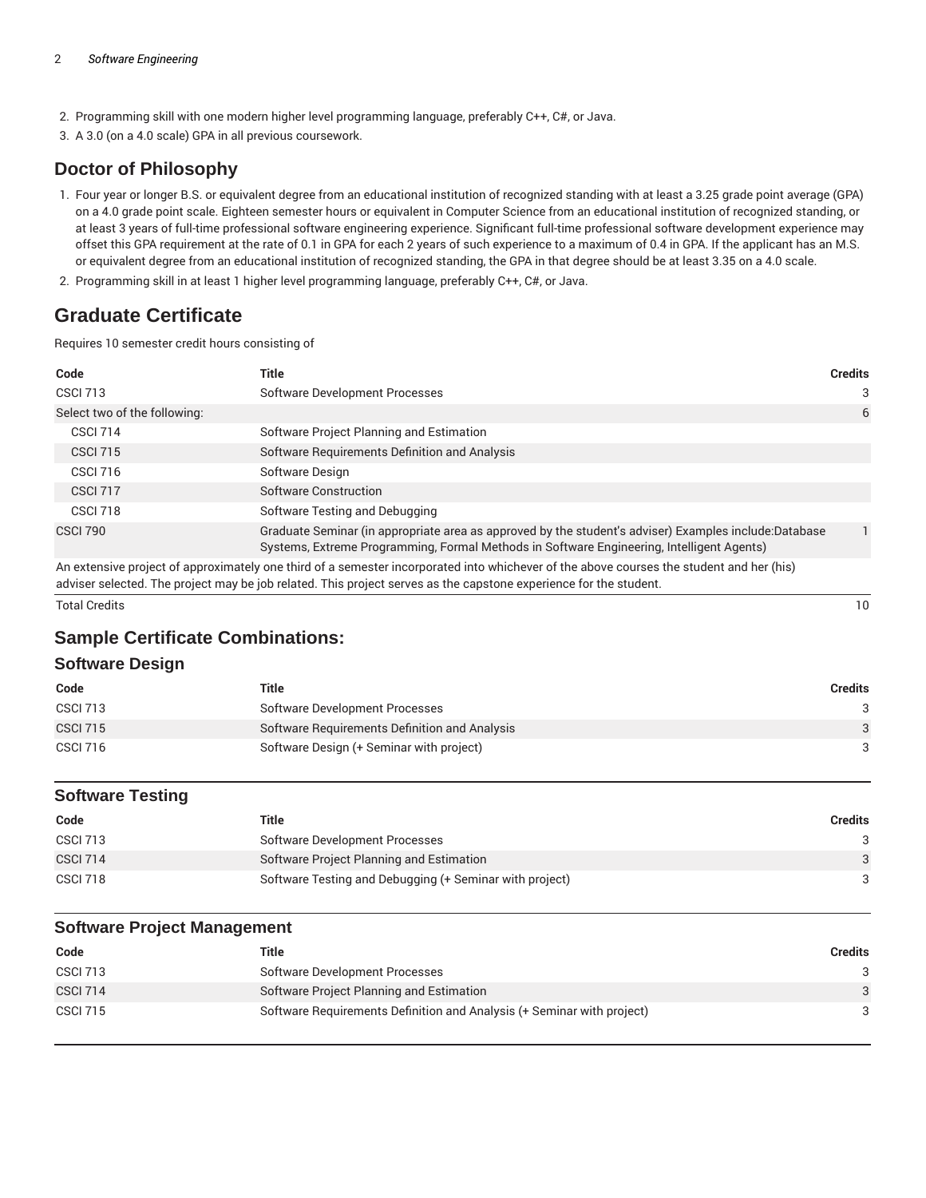2. Programming skill with one modern higher level programming language, preferably C++, C#, or Java.
3. A 3.0 (on a 4.0 scale) GPA in all previous coursework.

## Doctor of Philosophy

1. Four year or longer B.S. or equivalent degree from an educational institution of recognized standing with at least a 3.25 grade point average (GPA) on a 4.0 grade point scale. Eighteen semester hours or equivalent in Computer Science from an educational institution of recognized standing, or at least 3 years of full-time professional software engineering experience. Significant full-time professional software development experience may offset this GPA requirement at the rate of 0.1 in GPA for each 2 years of such experience to a maximum of 0.4 in GPA. If the applicant has an M.S. or equivalent degree from an educational institution of recognized standing, the GPA in that degree should be at least 3.35 on a 4.0 scale.
2. Programming skill in at least 1 higher level programming language, preferably C++, C#, or Java.

## Graduate Certificate

Requires 10 semester credit hours consisting of

| Code | Title | Credits |
|---|---|---|
| CSCI 713 | Software Development Processes | 3 |
| Select two of the following: | | 6 |
| CSCI 714 | Software Project Planning and Estimation | |
| CSCI 715 | Software Requirements Definition and Analysis | |
| CSCI 716 | Software Design | |
| CSCI 717 | Software Construction | |
| CSCI 718 | Software Testing and Debugging | |
| CSCI 790 | Graduate Seminar (in appropriate area as approved by the student's adviser) Examples include:Database Systems, Extreme Programming, Formal Methods in Software Engineering, Intelligent Agents) | 1 |
| An extensive project of approximately one third of a semester incorporated into whichever of the above courses the student and her (his) adviser selected. The project may be job related. This project serves as the capstone experience for the student. | | |
| Total Credits | | 10 |

## Sample Certificate Combinations:

### Software Design

| Code | Title | Credits |
|---|---|---|
| CSCI 713 | Software Development Processes | 3 |
| CSCI 715 | Software Requirements Definition and Analysis | 3 |
| CSCI 716 | Software Design (+ Seminar with project) | 3 |

### Software Testing

| Code | Title | Credits |
|---|---|---|
| CSCI 713 | Software Development Processes | 3 |
| CSCI 714 | Software Project Planning and Estimation | 3 |
| CSCI 718 | Software Testing and Debugging (+ Seminar with project) | 3 |

### Software Project Management

| Code | Title | Credits |
|---|---|---|
| CSCI 713 | Software Development Processes | 3 |
| CSCI 714 | Software Project Planning and Estimation | 3 |
| CSCI 715 | Software Requirements Definition and Analysis (+ Seminar with project) | 3 |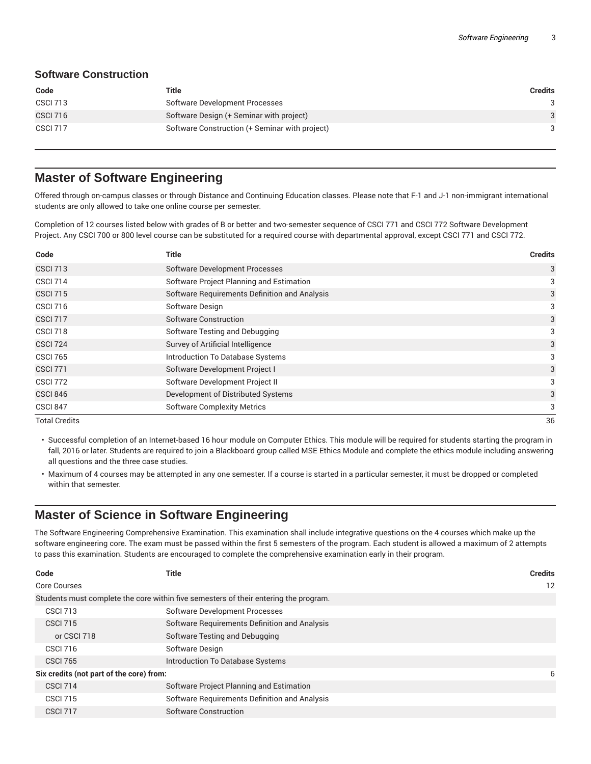### Software Construction

| Code | Title | Credits |
|---|---|---|
| CSCI 713 | Software Development Processes | 3 |
| CSCI 716 | Software Design (+ Seminar with project) | 3 |
| CSCI 717 | Software Construction (+ Seminar with project) | 3 |

## Master of Software Engineering

Offered through on-campus classes or through Distance and Continuing Education classes. Please note that F-1 and J-1 non-immigrant international students are only allowed to take one online course per semester.

Completion of 12 courses listed below with grades of B or better and two-semester sequence of CSCI 771 and CSCI 772 Software Development Project. Any CSCI 700 or 800 level course can be substituted for a required course with departmental approval, except CSCI 771 and CSCI 772.

| Code | Title | Credits |
|---|---|---|
| CSCI 713 | Software Development Processes | 3 |
| CSCI 714 | Software Project Planning and Estimation | 3 |
| CSCI 715 | Software Requirements Definition and Analysis | 3 |
| CSCI 716 | Software Design | 3 |
| CSCI 717 | Software Construction | 3 |
| CSCI 718 | Software Testing and Debugging | 3 |
| CSCI 724 | Survey of Artificial Intelligence | 3 |
| CSCI 765 | Introduction To Database Systems | 3 |
| CSCI 771 | Software Development Project I | 3 |
| CSCI 772 | Software Development Project II | 3 |
| CSCI 846 | Development of Distributed Systems | 3 |
| CSCI 847 | Software Complexity Metrics | 3 |
| Total Credits | | 36 |

- Successful completion of an Internet-based 16 hour module on Computer Ethics. This module will be required for students starting the program in fall, 2016 or later. Students are required to join a Blackboard group called MSE Ethics Module and complete the ethics module including answering all questions and the three case studies.
- Maximum of 4 courses may be attempted in any one semester. If a course is started in a particular semester, it must be dropped or completed within that semester.

## Master of Science in Software Engineering

The Software Engineering Comprehensive Examination. This examination shall include integrative questions on the 4 courses which make up the software engineering core. The exam must be passed within the first 5 semesters of the program. Each student is allowed a maximum of 2 attempts to pass this examination. Students are encouraged to complete the comprehensive examination early in their program.

| Code | Title | Credits |
|---|---|---|
| Core Courses | | 12 |
| Students must complete the core within five semesters of their entering the program. | | |
| CSCI 713 | Software Development Processes | |
| CSCI 715 | Software Requirements Definition and Analysis | |
| or CSCI 718 | Software Testing and Debugging | |
| CSCI 716 | Software Design | |
| CSCI 765 | Introduction To Database Systems | |
| **Six credits (not part of the core) from:** | | 6 |
| CSCI 714 | Software Project Planning and Estimation | |
| CSCI 715 | Software Requirements Definition and Analysis | |
| CSCI 717 | Software Construction | |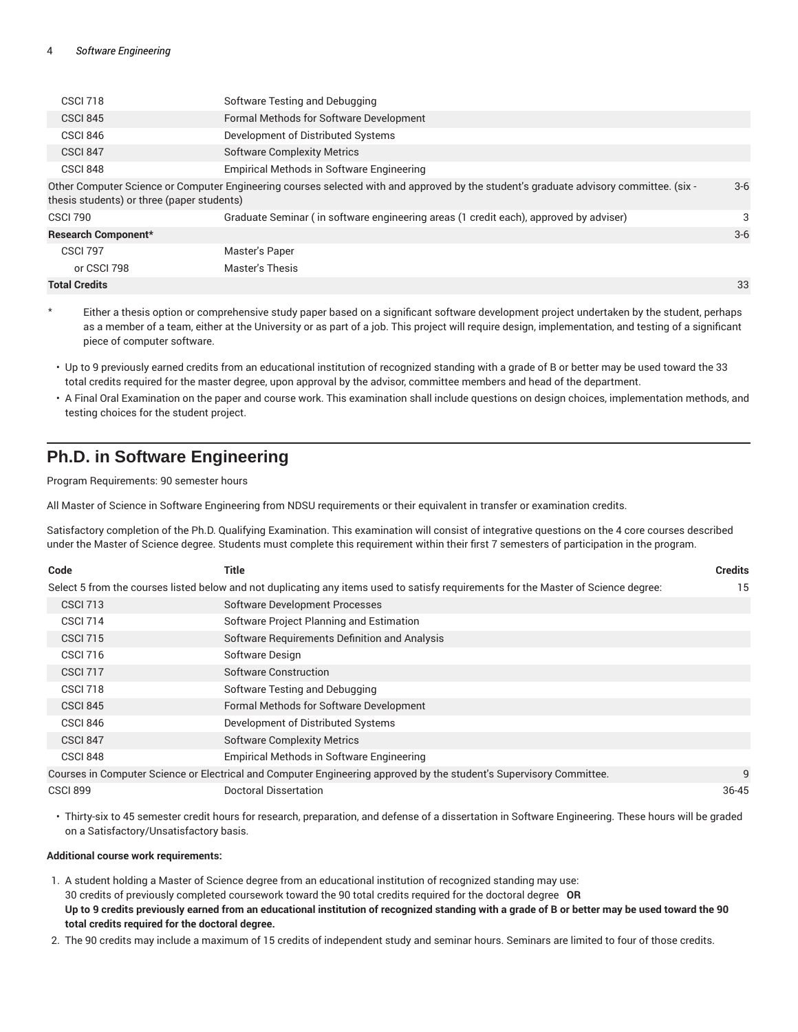| | | |
|---|---|---|
| CSCI 718 | Software Testing and Debugging | |
| CSCI 845 | Formal Methods for Software Development | |
| CSCI 846 | Development of Distributed Systems | |
| CSCI 847 | Software Complexity Metrics | |
| CSCI 848 | Empirical Methods in Software Engineering | |
| Other Computer Science or Computer Engineering courses selected with and approved by the student's graduate advisory committee. (six - thesis students) or three (paper students) | | 3-6 |
| CSCI 790 | Graduate Seminar ( in software engineering areas (1 credit each), approved by adviser) | 3 |
| **Research Component*** | | 3-6 |
| CSCI 797 | Master's Paper | |
| or CSCI 798 | Master's Thesis | |
| **Total Credits** | | 33 |

\* Either a thesis option or comprehensive study paper based on a significant software development project undertaken by the student, perhaps as a member of a team, either at the University or as part of a job. This project will require design, implementation, and testing of a significant piece of computer software.

- Up to 9 previously earned credits from an educational institution of recognized standing with a grade of B or better may be used toward the 33 total credits required for the master degree, upon approval by the advisor, committee members and head of the department.
- A Final Oral Examination on the paper and course work. This examination shall include questions on design choices, implementation methods, and testing choices for the student project.

## Ph.D. in Software Engineering

Program Requirements: 90 semester hours

All Master of Science in Software Engineering from NDSU requirements or their equivalent in transfer or examination credits.

Satisfactory completion of the Ph.D. Qualifying Examination. This examination will consist of integrative questions on the 4 core courses described under the Master of Science degree. Students must complete this requirement within their first 7 semesters of participation in the program.

| Code | Title | Credits |
|---|---|---|
| Select 5 from the courses listed below and not duplicating any items used to satisfy requirements for the Master of Science degree: | | 15 |
| CSCI 713 | Software Development Processes | |
| CSCI 714 | Software Project Planning and Estimation | |
| CSCI 715 | Software Requirements Definition and Analysis | |
| CSCI 716 | Software Design | |
| CSCI 717 | Software Construction | |
| CSCI 718 | Software Testing and Debugging | |
| CSCI 845 | Formal Methods for Software Development | |
| CSCI 846 | Development of Distributed Systems | |
| CSCI 847 | Software Complexity Metrics | |
| CSCI 848 | Empirical Methods in Software Engineering | |
| Courses in Computer Science or Electrical and Computer Engineering approved by the student's Supervisory Committee. | | 9 |
| CSCI 899 | Doctoral Dissertation | 36-45 |

- Thirty-six to 45 semester credit hours for research, preparation, and defense of a dissertation in Software Engineering. These hours will be graded on a Satisfactory/Unsatisfactory basis.

**Additional course work requirements:**

1. A student holding a Master of Science degree from an educational institution of recognized standing may use:
   30 credits of previously completed coursework toward the 90 total credits required for the doctoral degree **OR**
   **Up to 9 credits previously earned from an educational institution of recognized standing with a grade of B or better may be used toward the 90 total credits required for the doctoral degree.**
2. The 90 credits may include a maximum of 15 credits of independent study and seminar hours. Seminars are limited to four of those credits.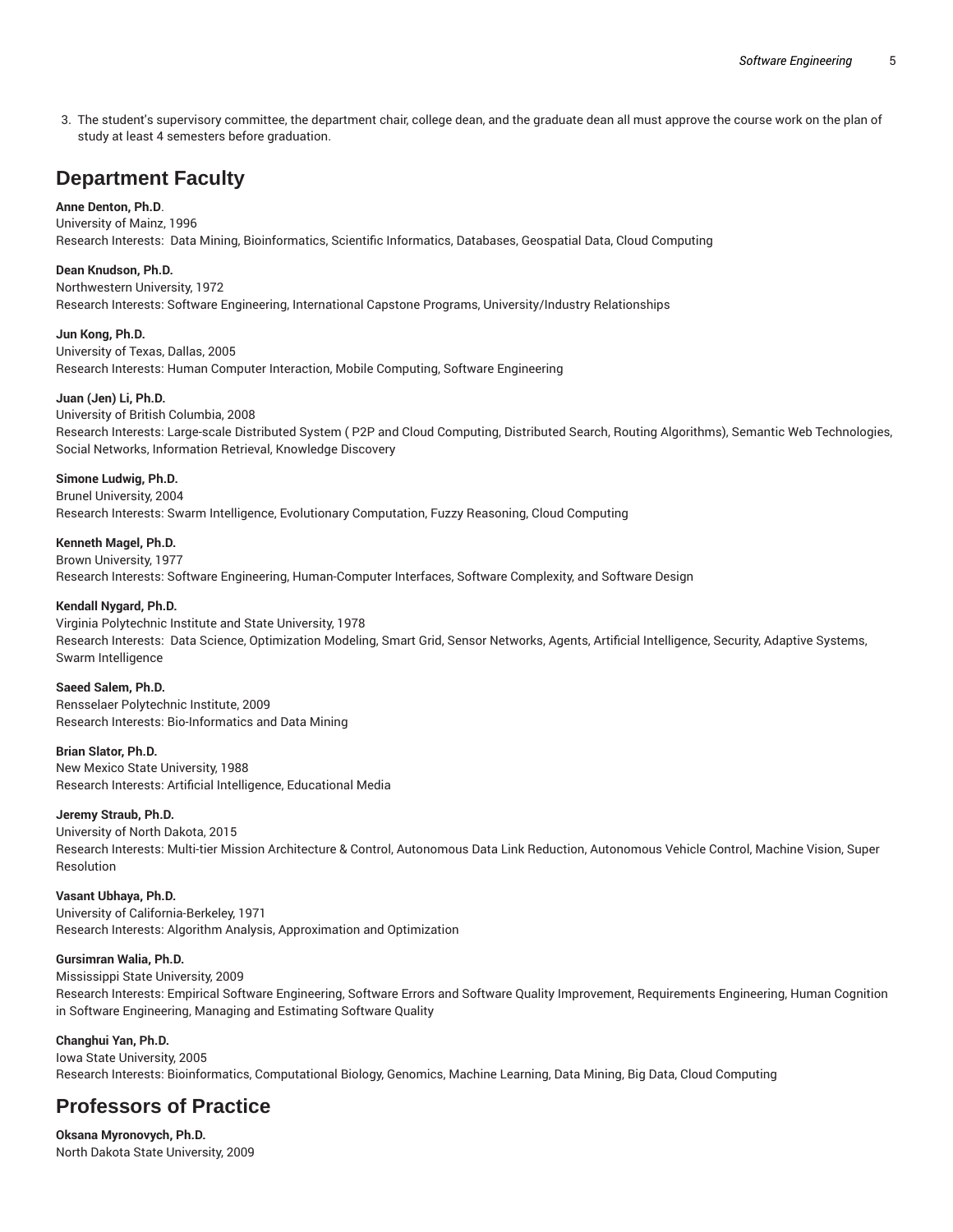3. The student's supervisory committee, the department chair, college dean, and the graduate dean all must approve the course work on the plan of study at least 4 semesters before graduation.

## Department Faculty

**Anne Denton, Ph.D**.
University of Mainz, 1996
Research Interests: Data Mining, Bioinformatics, Scientific Informatics, Databases, Geospatial Data, Cloud Computing

**Dean Knudson, Ph.D.**
Northwestern University, 1972
Research Interests: Software Engineering, International Capstone Programs, University/Industry Relationships

**Jun Kong, Ph.D.**
University of Texas, Dallas, 2005
Research Interests: Human Computer Interaction, Mobile Computing, Software Engineering

**Juan (Jen) Li, Ph.D.**
University of British Columbia, 2008
Research Interests: Large-scale Distributed System ( P2P and Cloud Computing, Distributed Search, Routing Algorithms), Semantic Web Technologies, Social Networks, Information Retrieval, Knowledge Discovery

**Simone Ludwig, Ph.D.**
Brunel University, 2004
Research Interests: Swarm Intelligence, Evolutionary Computation, Fuzzy Reasoning, Cloud Computing

**Kenneth Magel, Ph.D.**
Brown University, 1977
Research Interests: Software Engineering, Human-Computer Interfaces, Software Complexity, and Software Design

**Kendall Nygard, Ph.D.**
Virginia Polytechnic Institute and State University, 1978
Research Interests: Data Science, Optimization Modeling, Smart Grid, Sensor Networks, Agents, Artificial Intelligence, Security, Adaptive Systems, Swarm Intelligence

**Saeed Salem, Ph.D.**
Rensselaer Polytechnic Institute, 2009
Research Interests: Bio-Informatics and Data Mining

**Brian Slator, Ph.D.**
New Mexico State University, 1988
Research Interests: Artificial Intelligence, Educational Media

**Jeremy Straub, Ph.D.**
University of North Dakota, 2015
Research Interests: Multi-tier Mission Architecture & Control, Autonomous Data Link Reduction, Autonomous Vehicle Control, Machine Vision, Super Resolution

**Vasant Ubhaya, Ph.D.**
University of California-Berkeley, 1971
Research Interests: Algorithm Analysis, Approximation and Optimization

**Gursimran Walia, Ph.D.**
Mississippi State University, 2009
Research Interests: Empirical Software Engineering, Software Errors and Software Quality Improvement, Requirements Engineering, Human Cognition in Software Engineering, Managing and Estimating Software Quality

**Changhui Yan, Ph.D.**
Iowa State University, 2005
Research Interests: Bioinformatics, Computational Biology, Genomics, Machine Learning, Data Mining, Big Data, Cloud Computing

## Professors of Practice

**Oksana Myronovych, Ph.D.**
North Dakota State University, 2009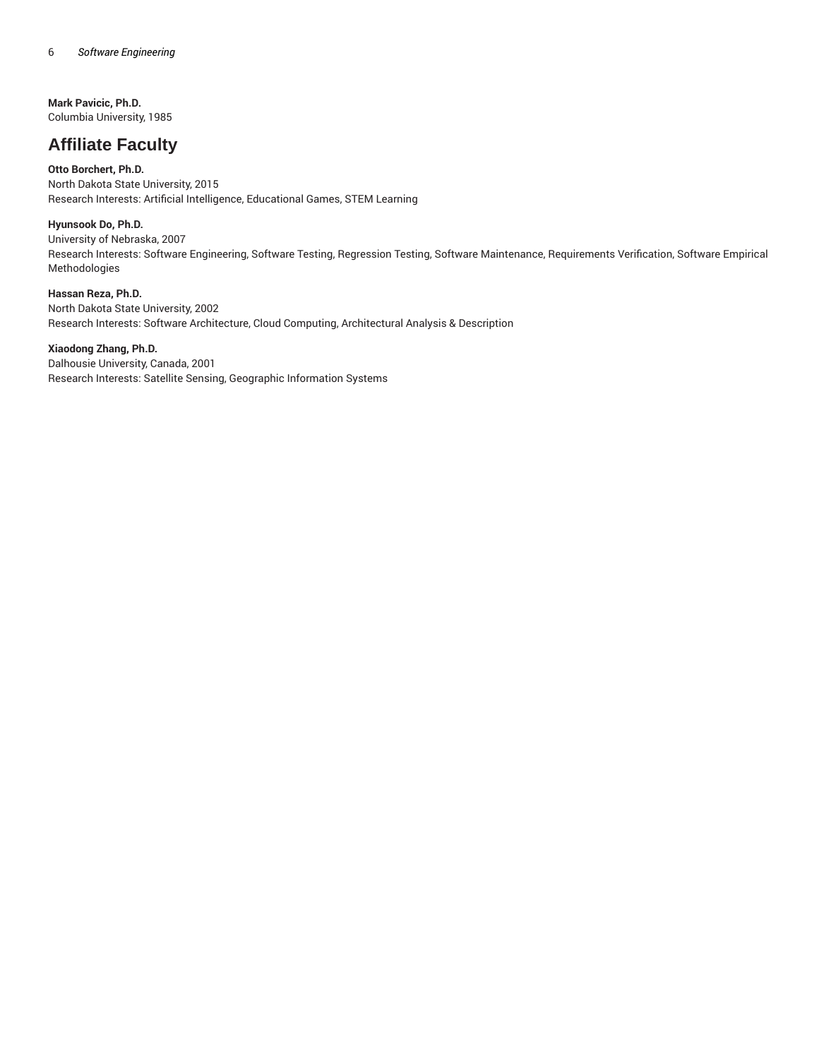**Mark Pavicic, Ph.D.**
Columbia University, 1985

## Affiliate Faculty

**Otto Borchert, Ph.D.**
North Dakota State University, 2015
Research Interests: Artificial Intelligence, Educational Games, STEM Learning

**Hyunsook Do, Ph.D.**
University of Nebraska, 2007
Research Interests: Software Engineering, Software Testing, Regression Testing, Software Maintenance, Requirements Verification, Software Empirical Methodologies

**Hassan Reza, Ph.D.**
North Dakota State University, 2002
Research Interests: Software Architecture, Cloud Computing, Architectural Analysis & Description

**Xiaodong Zhang, Ph.D.**
Dalhousie University, Canada, 2001
Research Interests: Satellite Sensing, Geographic Information Systems